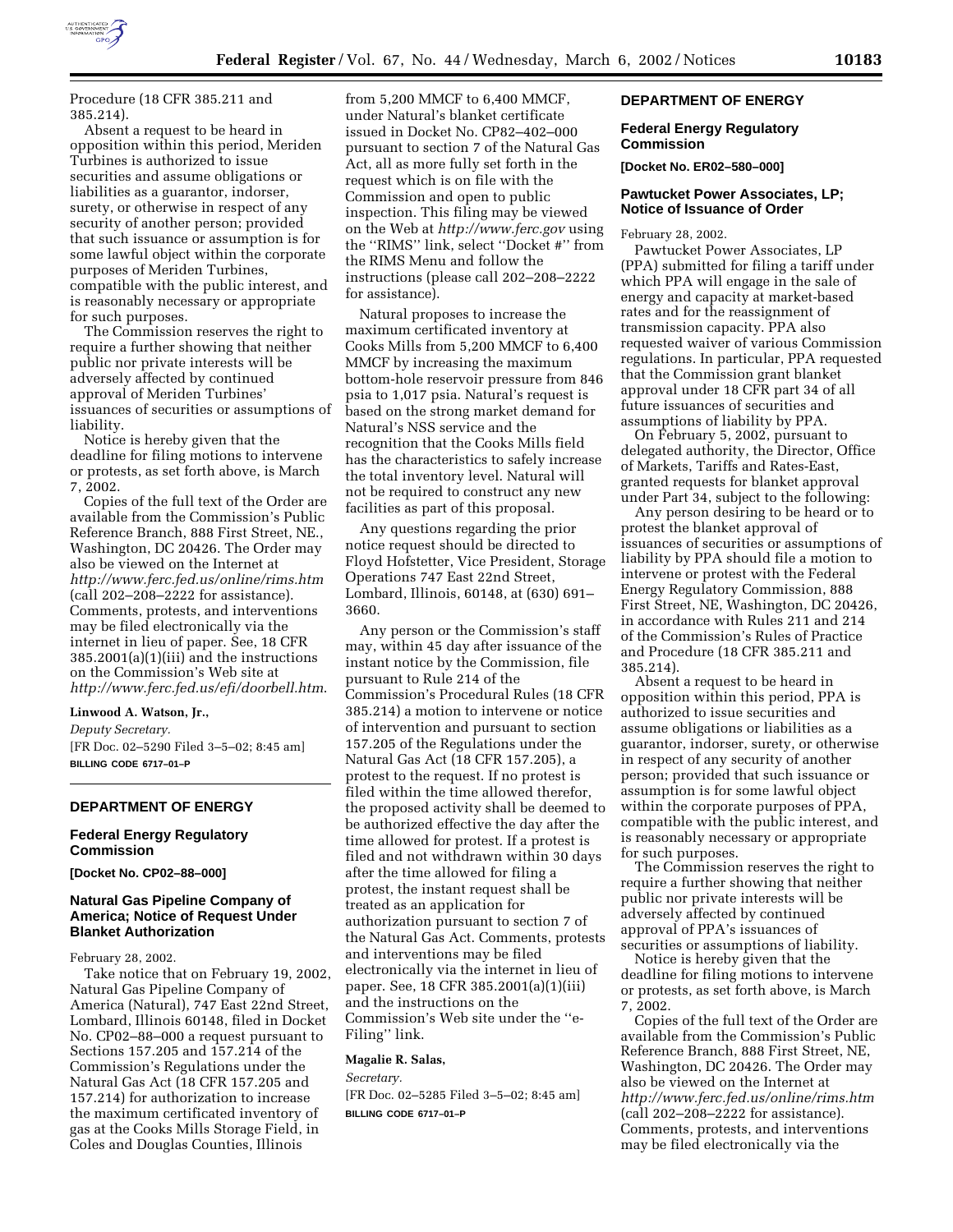Procedure (18 CFR 385.211 and 385.214).

Absent a request to be heard in opposition within this period, Meriden Turbines is authorized to issue securities and assume obligations or liabilities as a guarantor, indorser, surety, or otherwise in respect of any security of another person; provided that such issuance or assumption is for some lawful object within the corporate purposes of Meriden Turbines, compatible with the public interest, and is reasonably necessary or appropriate for such purposes.

The Commission reserves the right to require a further showing that neither public nor private interests will be adversely affected by continued approval of Meriden Turbines' issuances of securities or assumptions of liability.

Notice is hereby given that the deadline for filing motions to intervene or protests, as set forth above, is March 7, 2002.

Copies of the full text of the Order are available from the Commission's Public Reference Branch, 888 First Street, NE., Washington, DC 20426. The Order may also be viewed on the Internet at *http://www.ferc.fed.us/online/rims.htm* (call 202–208–2222 for assistance). Comments, protests, and interventions may be filed electronically via the internet in lieu of paper. See, 18 CFR 385.2001(a)(1)(iii) and the instructions on the Commission's Web site at *http://www.ferc.fed.us/efi/doorbell.htm*.

**Linwood A. Watson, Jr.,**

*Deputy Secretary.*

[FR Doc. 02–5290 Filed 3–5–02; 8:45 am]

**BILLING CODE 6717–01–P**

## DEPARTMENT OF ENERGY

### Federal Energy Regulatory Commission

**[Docket No. CP02–88–000]**

### Natural Gas Pipeline Company of America; Notice of Request Under Blanket Authorization

February 28, 2002.

Take notice that on February 19, 2002, Natural Gas Pipeline Company of America (Natural), 747 East 22nd Street, Lombard, Illinois 60148, filed in Docket No. CP02–88–000 a request pursuant to Sections 157.205 and 157.214 of the Commission's Regulations under the Natural Gas Act (18 CFR 157.205 and 157.214) for authorization to increase the maximum certificated inventory of gas at the Cooks Mills Storage Field, in Coles and Douglas Counties, Illinois from 5,200 MMCF to 6,400 MMCF, under Natural's blanket certificate issued in Docket No. CP82–402–000 pursuant to section 7 of the Natural Gas Act, all as more fully set forth in the request which is on file with the Commission and open to public inspection. This filing may be viewed on the Web at *http://www.ferc.gov* using the ''RIMS'' link, select ''Docket #'' from the RIMS Menu and follow the instructions (please call 202–208–2222 for assistance).

Natural proposes to increase the maximum certificated inventory at Cooks Mills from 5,200 MMCF to 6,400 MMCF by increasing the maximum bottom-hole reservoir pressure from 846 psia to 1,017 psia. Natural's request is based on the strong market demand for Natural's NSS service and the recognition that the Cooks Mills field has the characteristics to safely increase the total inventory level. Natural will not be required to construct any new facilities as part of this proposal.

Any questions regarding the prior notice request should be directed to Floyd Hofstetter, Vice President, Storage Operations 747 East 22nd Street, Lombard, Illinois, 60148, at (630) 691–3660.

Any person or the Commission's staff may, within 45 day after issuance of the instant notice by the Commission, file pursuant to Rule 214 of the Commission's Procedural Rules (18 CFR 385.214) a motion to intervene or notice of intervention and pursuant to section 157.205 of the Regulations under the Natural Gas Act (18 CFR 157.205), a protest to the request. If no protest is filed within the time allowed therefor, the proposed activity shall be deemed to be authorized effective the day after the time allowed for protest. If a protest is filed and not withdrawn within 30 days after the time allowed for filing a protest, the instant request shall be treated as an application for authorization pursuant to section 7 of the Natural Gas Act. Comments, protests and interventions may be filed electronically via the internet in lieu of paper. See, 18 CFR 385.2001(a)(1)(iii) and the instructions on the Commission's Web site under the ''e-Filing'' link.

**Magalie R. Salas,**

*Secretary.*

[FR Doc. 02–5285 Filed 3–5–02; 8:45 am]

**BILLING CODE 6717–01–P**

## DEPARTMENT OF ENERGY

### Federal Energy Regulatory Commission

**[Docket No. ER02–580–000]**

### Pawtucket Power Associates, LP; Notice of Issuance of Order

February 28, 2002.

Pawtucket Power Associates, LP (PPA) submitted for filing a tariff under which PPA will engage in the sale of energy and capacity at market-based rates and for the reassignment of transmission capacity. PPA also requested waiver of various Commission regulations. In particular, PPA requested that the Commission grant blanket approval under 18 CFR part 34 of all future issuances of securities and assumptions of liability by PPA.

On February 5, 2002, pursuant to delegated authority, the Director, Office of Markets, Tariffs and Rates-East, granted requests for blanket approval under Part 34, subject to the following:

Any person desiring to be heard or to protest the blanket approval of issuances of securities or assumptions of liability by PPA should file a motion to intervene or protest with the Federal Energy Regulatory Commission, 888 First Street, NE, Washington, DC 20426, in accordance with Rules 211 and 214 of the Commission's Rules of Practice and Procedure (18 CFR 385.211 and 385.214).

Absent a request to be heard in opposition within this period, PPA is authorized to issue securities and assume obligations or liabilities as a guarantor, indorser, surety, or otherwise in respect of any security of another person; provided that such issuance or assumption is for some lawful object within the corporate purposes of PPA, compatible with the public interest, and is reasonably necessary or appropriate for such purposes.

The Commission reserves the right to require a further showing that neither public nor private interests will be adversely affected by continued approval of PPA's issuances of securities or assumptions of liability.

Notice is hereby given that the deadline for filing motions to intervene or protests, as set forth above, is March 7, 2002.

Copies of the full text of the Order are available from the Commission's Public Reference Branch, 888 First Street, NE, Washington, DC 20426. The Order may also be viewed on the Internet at *http://www.ferc.fed.us/online/rims.htm* (call 202–208–2222 for assistance). Comments, protests, and interventions may be filed electronically via the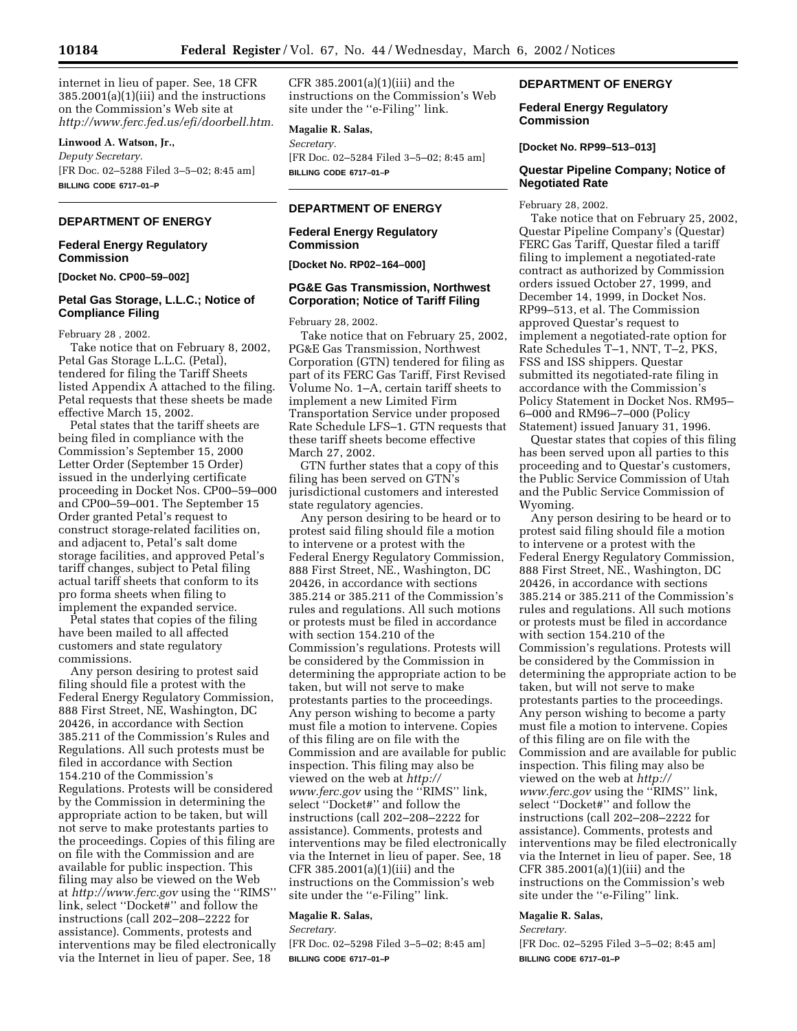internet in lieu of paper. See, 18 CFR 385.2001(a)(1)(iii) and the instructions on the Commission's Web site at *http://www.ferc.fed.us/efi/doorbell.htm.*

**Linwood A. Watson, Jr.,**

*Deputy Secretary.*

[FR Doc. 02–5288 Filed 3–5–02; 8:45 am]

**BILLING CODE 6717–01–P**

---

## DEPARTMENT OF ENERGY

### Federal Energy Regulatory Commission

**[Docket No. CP00–59–002]**

### Petal Gas Storage, L.L.C.; Notice of Compliance Filing

February 28 , 2002.

Take notice that on February 8, 2002, Petal Gas Storage L.L.C. (Petal), tendered for filing the Tariff Sheets listed Appendix A attached to the filing. Petal requests that these sheets be made effective March 15, 2002.

Petal states that the tariff sheets are being filed in compliance with the Commission's September 15, 2000 Letter Order (September 15 Order) issued in the underlying certificate proceeding in Docket Nos. CP00–59–000 and CP00–59–001. The September 15 Order granted Petal's request to construct storage-related facilities on, and adjacent to, Petal's salt dome storage facilities, and approved Petal's tariff changes, subject to Petal filing actual tariff sheets that conform to its pro forma sheets when filing to implement the expanded service.

Petal states that copies of the filing have been mailed to all affected customers and state regulatory commissions.

Any person desiring to protest said filing should file a protest with the Federal Energy Regulatory Commission, 888 First Street, NE, Washington, DC 20426, in accordance with Section 385.211 of the Commission's Rules and Regulations. All such protests must be filed in accordance with Section 154.210 of the Commission's Regulations. Protests will be considered by the Commission in determining the appropriate action to be taken, but will not serve to make protestants parties to the proceedings. Copies of this filing are on file with the Commission and are available for public inspection. This filing may also be viewed on the Web at *http://www.ferc.gov* using the ''RIMS'' link, select ''Docket#'' and follow the instructions (call 202–208–2222 for assistance). Comments, protests and interventions may be filed electronically via the Internet in lieu of paper. See, 18 CFR 385.2001(a)(1)(iii) and the instructions on the Commission's Web site under the ''e-Filing'' link.

**Magalie R. Salas,**

*Secretary.*

[FR Doc. 02–5284 Filed 3–5–02; 8:45 am]

**BILLING CODE 6717–01–P**

---

## DEPARTMENT OF ENERGY

### Federal Energy Regulatory Commission

**[Docket No. RP02–164–000]**

### PG&E Gas Transmission, Northwest Corporation; Notice of Tariff Filing

February 28, 2002.

Take notice that on February 25, 2002, PG&E Gas Transmission, Northwest Corporation (GTN) tendered for filing as part of its FERC Gas Tariff, First Revised Volume No. 1–A, certain tariff sheets to implement a new Limited Firm Transportation Service under proposed Rate Schedule LFS–1. GTN requests that these tariff sheets become effective March 27, 2002.

GTN further states that a copy of this filing has been served on GTN's jurisdictional customers and interested state regulatory agencies.

Any person desiring to be heard or to protest said filing should file a motion to intervene or a protest with the Federal Energy Regulatory Commission, 888 First Street, NE., Washington, DC 20426, in accordance with sections 385.214 or 385.211 of the Commission's rules and regulations. All such motions or protests must be filed in accordance with section 154.210 of the Commission's regulations. Protests will be considered by the Commission in determining the appropriate action to be taken, but will not serve to make protestants parties to the proceedings. Any person wishing to become a party must file a motion to intervene. Copies of this filing are on file with the Commission and are available for public inspection. This filing may also be viewed on the web at *http://www.ferc.gov* using the ''RIMS'' link, select ''Docket#'' and follow the instructions (call 202–208–2222 for assistance). Comments, protests and interventions may be filed electronically via the Internet in lieu of paper. See, 18 CFR 385.2001(a)(1)(iii) and the instructions on the Commission's web site under the ''e-Filing'' link.

**Magalie R. Salas,**

*Secretary.*

[FR Doc. 02–5298 Filed 3–5–02; 8:45 am]

**BILLING CODE 6717–01–P**

---

## DEPARTMENT OF ENERGY

### Federal Energy Regulatory Commission

**[Docket No. RP99–513–013]**

### Questar Pipeline Company; Notice of Negotiated Rate

February 28, 2002.

Take notice that on February 25, 2002, Questar Pipeline Company's (Questar) FERC Gas Tariff, Questar filed a tariff filing to implement a negotiated-rate contract as authorized by Commission orders issued October 27, 1999, and December 14, 1999, in Docket Nos. RP99–513, et al. The Commission approved Questar's request to implement a negotiated-rate option for Rate Schedules T–1, NNT, T–2, PKS, FSS and ISS shippers. Questar submitted its negotiated-rate filing in accordance with the Commission's Policy Statement in Docket Nos. RM95–6–000 and RM96–7–000 (Policy Statement) issued January 31, 1996.

Questar states that copies of this filing has been served upon all parties to this proceeding and to Questar's customers, the Public Service Commission of Utah and the Public Service Commission of Wyoming.

Any person desiring to be heard or to protest said filing should file a motion to intervene or a protest with the Federal Energy Regulatory Commission, 888 First Street, NE., Washington, DC 20426, in accordance with sections 385.214 or 385.211 of the Commission's rules and regulations. All such motions or protests must be filed in accordance with section 154.210 of the Commission's regulations. Protests will be considered by the Commission in determining the appropriate action to be taken, but will not serve to make protestants parties to the proceedings. Any person wishing to become a party must file a motion to intervene. Copies of this filing are on file with the Commission and are available for public inspection. This filing may also be viewed on the web at *http://www.ferc.gov* using the ''RIMS'' link, select ''Docket#'' and follow the instructions (call 202–208–2222 for assistance). Comments, protests and interventions may be filed electronically via the Internet in lieu of paper. See, 18 CFR 385.2001(a)(1)(iii) and the instructions on the Commission's web site under the ''e-Filing'' link.

**Magalie R. Salas,**

*Secretary.*

[FR Doc. 02–5295 Filed 3–5–02; 8:45 am]

**BILLING CODE 6717–01–P**